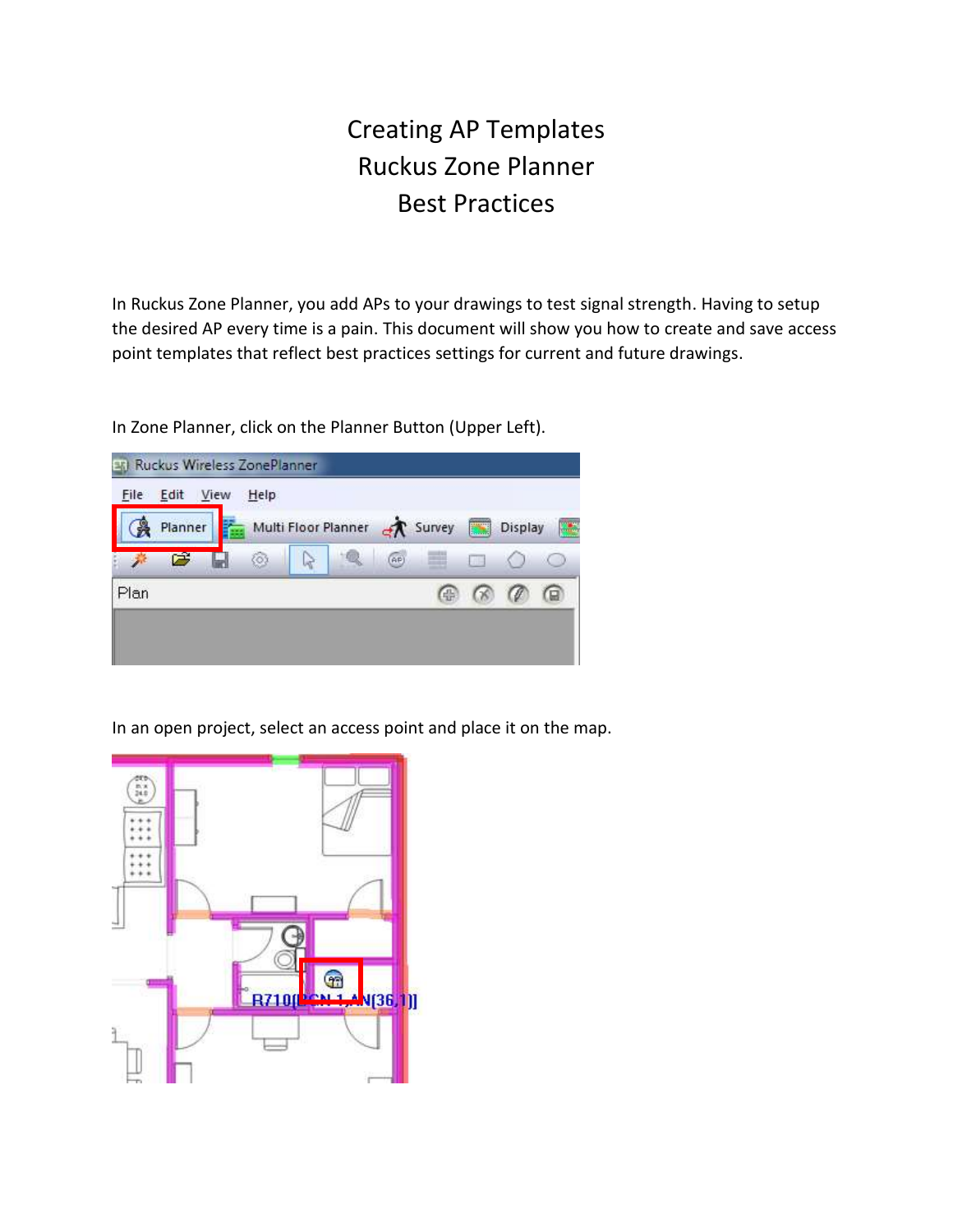# Creating AP Templates
# Ruckus Zone Planner
# Best Practices

In Ruckus Zone Planner, you add APs to your drawings to test signal strength. Having to setup the desired AP every time is a pain. This document will show you how to create and save access point templates that reflect best practices settings for current and future drawings.

In Zone Planner, click on the Planner Button (Upper Left).

In an open project, select an access point and place it on the map.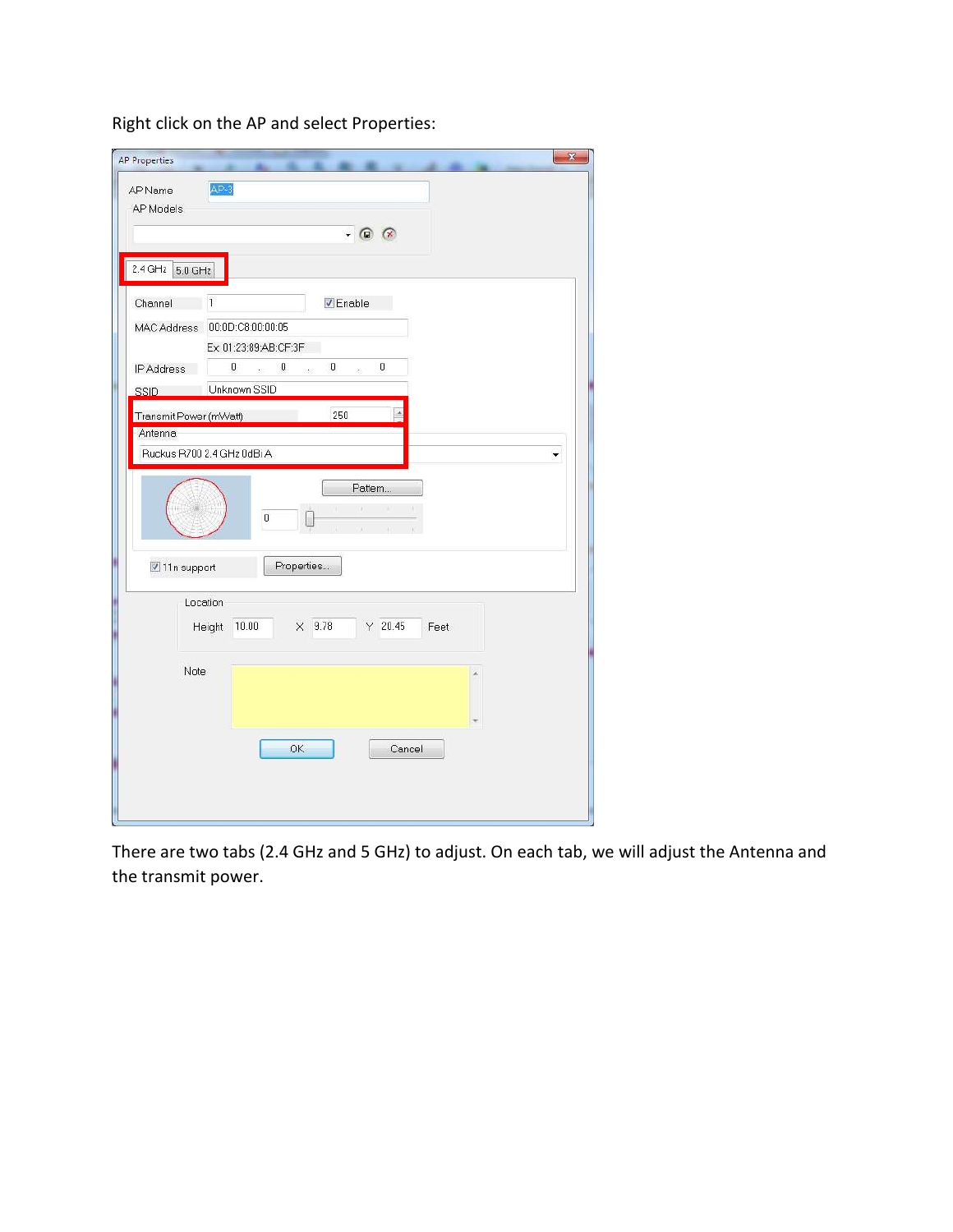Right click on the AP and select Properties:

There are two tabs (2.4 GHz and 5 GHz) to adjust. On each tab, we will adjust the Antenna and the transmit power.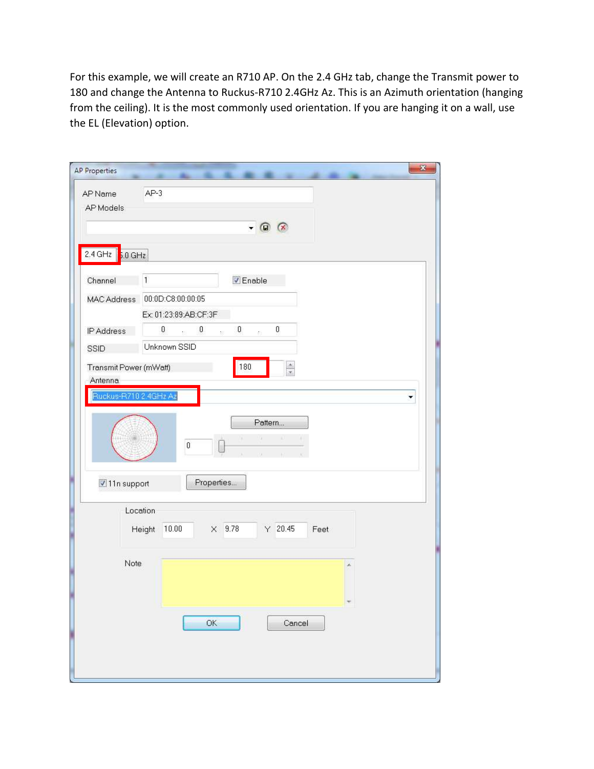For this example, we will create an R710 AP. On the 2.4 GHz tab, change the Transmit power to 180 and change the Antenna to Ruckus-R710 2.4GHz Az. This is an Azimuth orientation (hanging from the ceiling). It is the most commonly used orientation. If you are hanging it on a wall, use the EL (Elevation) option.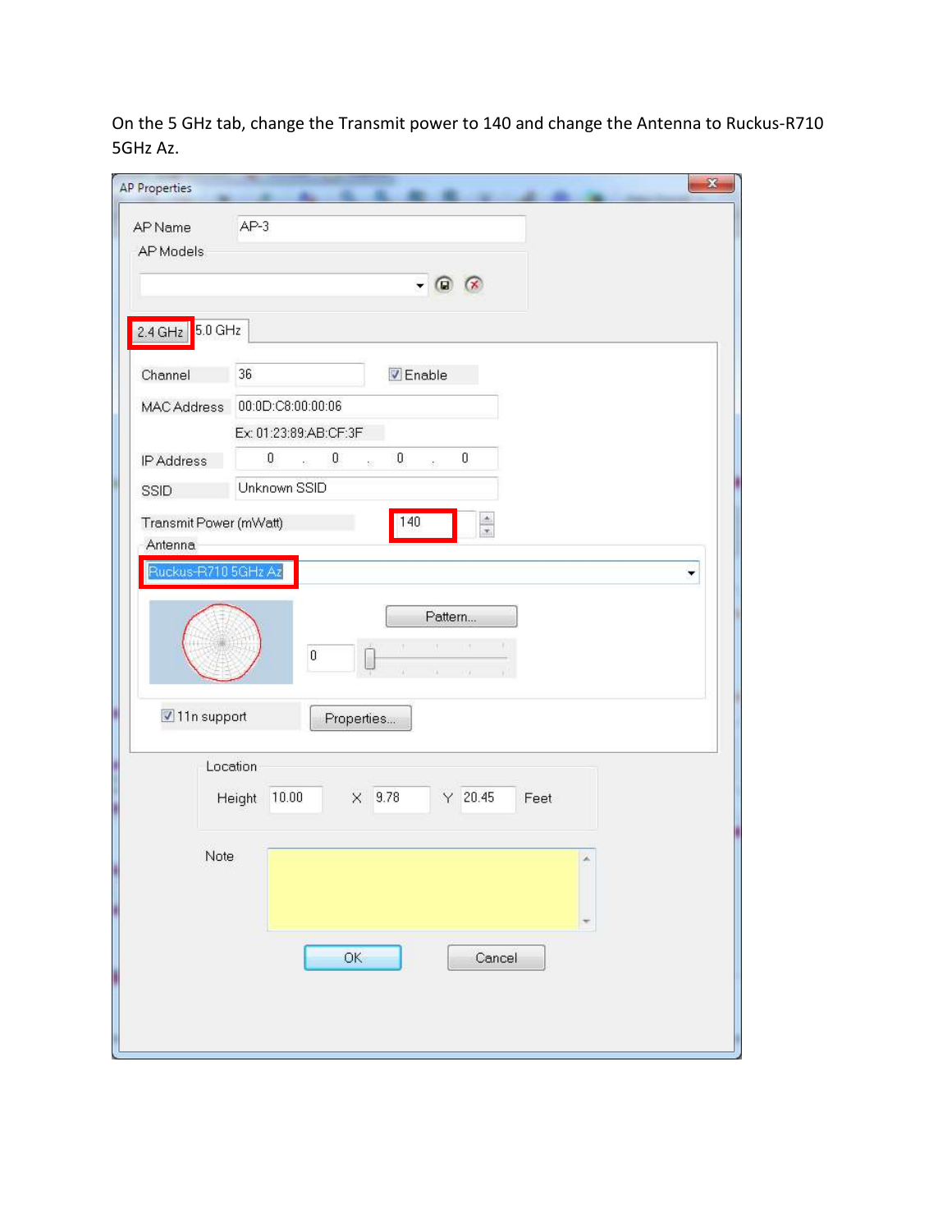On the 5 GHz tab, change the Transmit power to 140 and change the Antenna to Ruckus-R710 5GHz Az.

AP Properties

AP Name: AP-3

AP Models

2.4 GHz | 5.0 GHz

Channel: 36 — Enable

MAC Address: 00:0D:C8:00:00:06

Ex: 01:23:89:AB:CF:3F

IP Address: 0 . 0 . 0 . 0

SSID: Unknown SSID

Transmit Power (mWatt): 140

Antenna: Ruckus-R710 5GHz Az

Pattern...

0

11n support — Properties...

Location

Height 10.00 X 9.78 Y 20.45 Feet

Note

OK | Cancel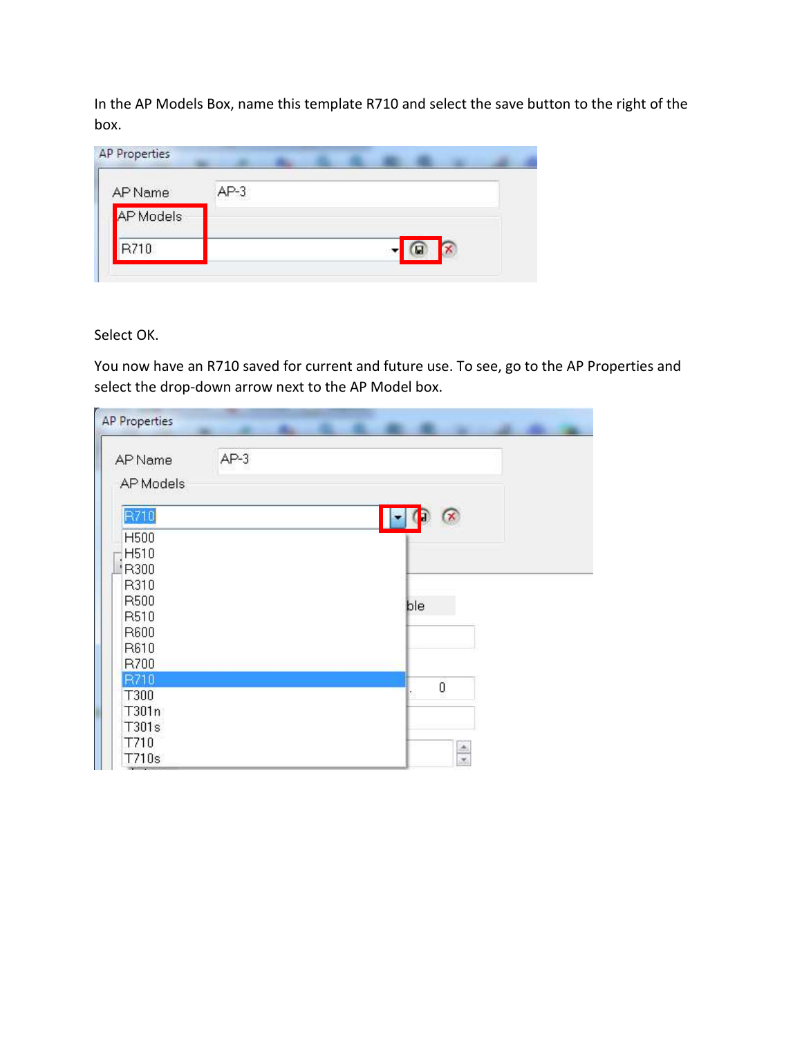In the AP Models Box, name this template R710 and select the save button to the right of the box.

Select OK.

You now have an R710 saved for current and future use. To see, go to the AP Properties and select the drop-down arrow next to the AP Model box.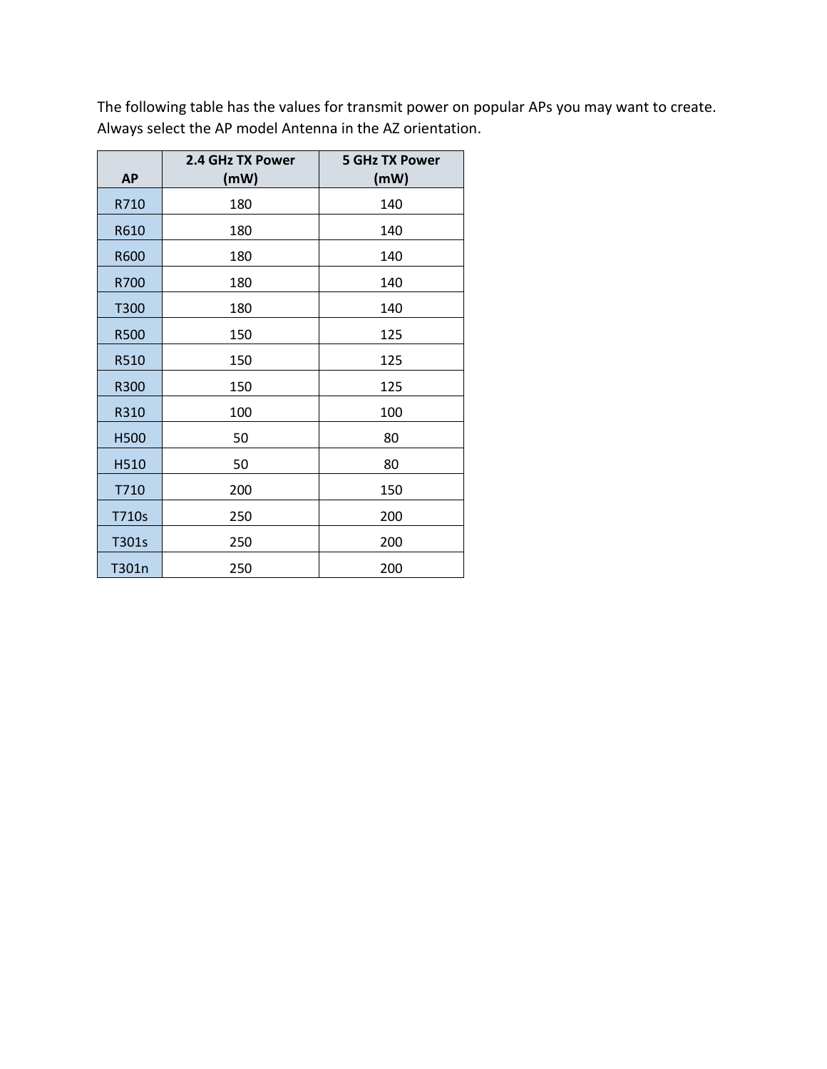The following table has the values for transmit power on popular APs you may want to create. Always select the AP model Antenna in the AZ orientation.

| AP | 2.4 GHz TX Power (mW) | 5 GHz TX Power (mW) |
| --- | --- | --- |
| R710 | 180 | 140 |
| R610 | 180 | 140 |
| R600 | 180 | 140 |
| R700 | 180 | 140 |
| T300 | 180 | 140 |
| R500 | 150 | 125 |
| R510 | 150 | 125 |
| R300 | 150 | 125 |
| R310 | 100 | 100 |
| H500 | 50 | 80 |
| H510 | 50 | 80 |
| T710 | 200 | 150 |
| T710s | 250 | 200 |
| T301s | 250 | 200 |
| T301n | 250 | 200 |